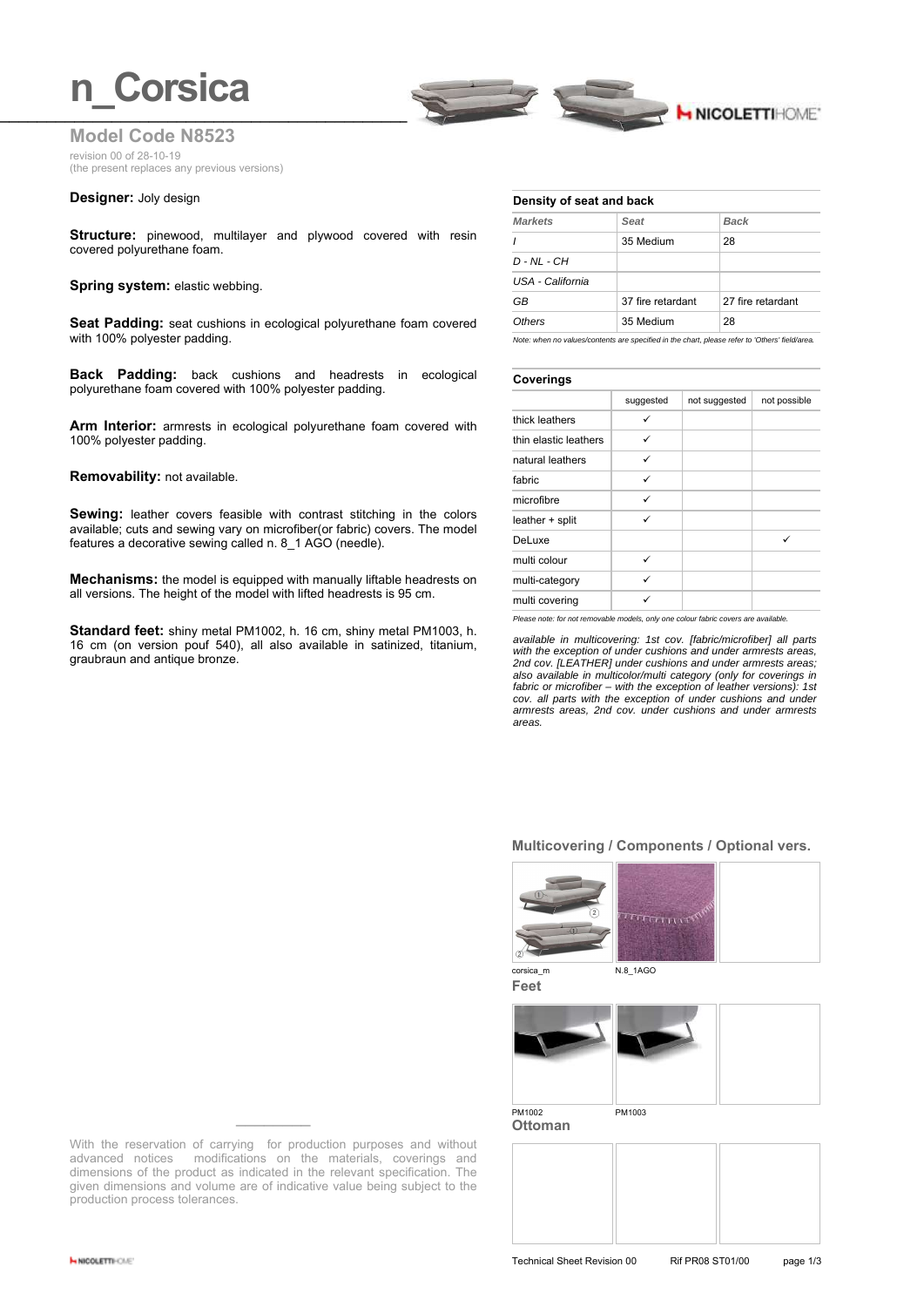# n_Corsica

## Model Code N8523

revision 00 of 28-10-19
(the present replaces any previous versions)

**Designer:** Joly design

**Structure:** pinewood, multilayer and plywood covered with resin covered polyurethane foam.

**Spring system:** elastic webbing.

**Seat Padding:** seat cushions in ecological polyurethane foam covered with 100% polyester padding.

**Back Padding:** back cushions and headrests in ecological polyurethane foam covered with 100% polyester padding.

**Arm Interior:** armrests in ecological polyurethane foam covered with 100% polyester padding.

**Removability:** not available.

**Sewing:** leather covers feasible with contrast stitching in the colors available; cuts and sewing vary on microfiber(or fabric) covers. The model features a decorative sewing called n. 8_1 AGO (needle).

**Mechanisms:** the model is equipped with manually liftable headrests on all versions. The height of the model with lifted headrests is 95 cm.

**Standard feet:** shiny metal PM1002, h. 16 cm, shiny metal PM1003, h. 16 cm (on version pouf 540), all also available in satinized, titanium, graubraun and antique bronze.

With the reservation of carrying for production purposes and without advanced notices modifications on the materials, coverings and dimensions of the product as indicated in the relevant specification. The given dimensions and volume are of indicative value being subject to the production process tolerances.

**Density of seat and back**

| *Markets* | *Seat* | *Back* |
|---|---|---|
| *I* | 35 Medium | 28 |
| *D - NL - CH* | | |
| *USA - California* | | |
| *GB* | 37 fire retardant | 27 fire retardant |
| *Others* | 35 Medium | 28 |

*Note: when no values/contents are specified in the chart, please refer to 'Others' field/area.*

**Coverings**

| | suggested | not suggested | not possible |
|---|---|---|---|
| thick leathers | ✓ | | |
| thin elastic leathers | ✓ | | |
| natural leathers | ✓ | | |
| fabric | ✓ | | |
| microfibre | ✓ | | |
| leather + split | ✓ | | |
| DeLuxe | | | ✓ |
| multi colour | ✓ | | |
| multi-category | ✓ | | |
| multi covering | ✓ | | |

*Please note: for not removable models, only one colour fabric covers are available.*

*available in multicovering: 1st cov. [fabric/microfiber] all parts with the exception of under cushions and under armrests areas, 2nd cov. [LEATHER] under cushions and under armrests areas; also available in multicolor/multi category (only for coverings in fabric or microfiber – with the exception of leather versions): 1st cov. all parts with the exception of under cushions and under armrests areas, 2nd cov. under cushions and under armrests areas.*

### Multicovering / Components / Optional vers.

corsica_m    N.8_1AGO

### Feet

PM1002    PM1003

### Ottoman

Technical Sheet Revision 00    Rif PR08 ST01/00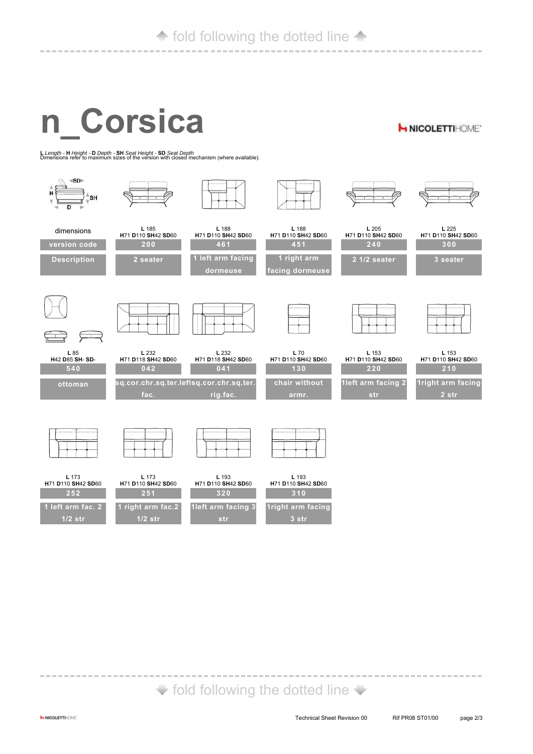# n_Corsica

**L** *Length* - **H** *Height* - **D** *Depth* - **SH** *Seat Height* - **SD** *Seat Depth*
Dimensions refer to maximum sizes of the version with closed mechanism (where available).

| dimensions | version code | Description |
|---|---|---|
| **L** 185 **H**71 **D**110 **SH**42 **SD**60 | 200 | 2 seater |
| **L** 188 **H**71 **D**110 **SH**42 **SD**60 | 461 | 1 left arm facing dormeuse |
| **L** 188 **H**71 **D**110 **SH**42 **SD**60 | 451 | 1 right arm facing dormeuse |
| **L** 205 **H**71 **D**110 **SH**42 **SD**60 | 240 | 2 1/2 seater |
| **L** 225 **H**71 **D**110 **SH**42 **SD**60 | 300 | 3 seater |
| **L** 85 **H**42 **D**85 **SH**- **SD**- | 540 | ottoman |
| **L** 232 **H**71 **D**118 **SH**42 **SD**60 | 042 | sq.cor.chr.sq.ter.lef fac. |
| **L** 232 **H**71 **D**118 **SH**42 **SD**60 | 041 | sq.cor.chr.sq.ter. rig.fac. |
| **L** 70 **H**71 **D**110 **SH**42 **SD**60 | 130 | chair without armr. |
| **L** 153 **H**71 **D**110 **SH**42 **SD**60 | 220 | 1left arm facing 2 str |
| **L** 153 **H**71 **D**110 **SH**42 **SD**60 | 210 | 1right arm facing 2 str |
| **L** 173 **H**71 **D**110 **SH**42 **SD**60 | 252 | 1 left arm fac. 2 1/2 str |
| **L** 173 **H**71 **D**110 **SH**42 **SD**60 | 251 | 1 right arm fac.2 1/2 str |
| **L** 193 **H**71 **D**110 **SH**42 **SD**60 | 320 | 1left arm facing 3 str |
| **L** 193 **H**71 **D**110 **SH**42 **SD**60 | 310 | 1right arm facing 3 str |

Technical Sheet Revision 00    Rif PR08 ST01/00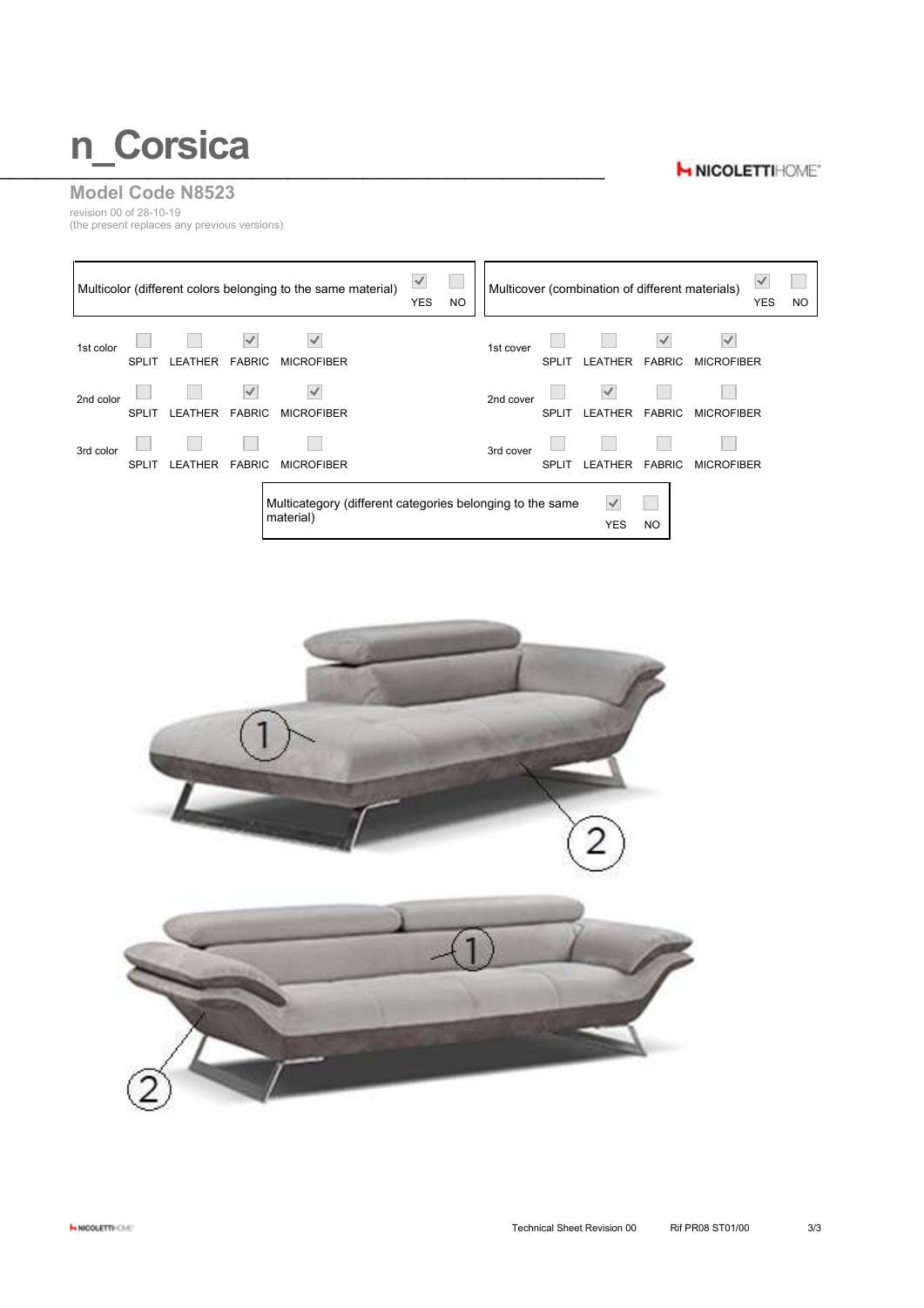# n_Corsica

NICOLETTIHOME

## Model Code N8523

revision 00 of 28-10-19
(the present replaces any previous versions)

| Multicolor (different colors belonging to the same material) | YES | NO |
| --- | --- | --- |
| | ☑ | ☐ |

| | SPLIT | LEATHER | FABRIC | MICROFIBER |
| --- | --- | --- | --- | --- |
| 1st color | ☐ | ☐ | ☑ | ☑ |
| 2nd color | ☐ | ☐ | ☑ | ☑ |
| 3rd color | ☐ | ☐ | ☐ | ☐ |

| Multicover (combination of different materials) | YES | NO |
| --- | --- | --- |
| | ☑ | ☐ |

| | SPLIT | LEATHER | FABRIC | MICROFIBER |
| --- | --- | --- | --- | --- |
| 1st cover | ☐ | ☐ | ☑ | ☑ |
| 2nd cover | ☐ | ☑ | ☐ | ☐ |
| 3rd cover | ☐ | ☐ | ☐ | ☐ |

| Multicategory (different categories belonging to the same material) | YES | NO |
| --- | --- | --- |
| | ☑ | ☐ |

1

2

1

2

Technical Sheet Revision 00 Rif PR08 ST01/00